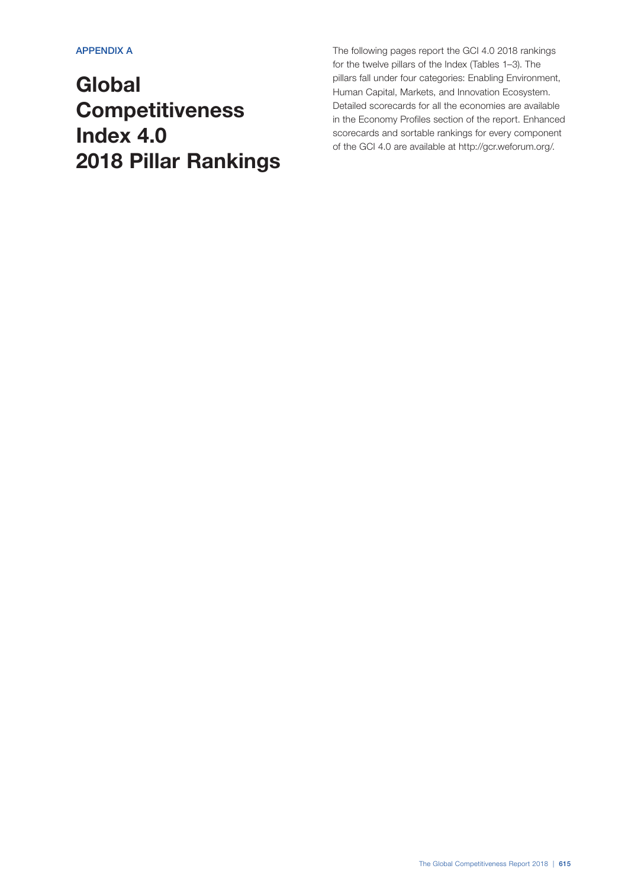APPENDIX A

# Global Competitiveness Index 4.0 2018 Pillar Rankings

The following pages report the GCI 4.0 2018 rankings for the twelve pillars of the Index (Tables 1–3). The pillars fall under four categories: Enabling Environment, Human Capital, Markets, and Innovation Ecosystem. Detailed scorecards for all the economies are available in the Economy Profiles section of the report. Enhanced scorecards and sortable rankings for every component of the GCI 4.0 are available at http://gcr.weforum.org/.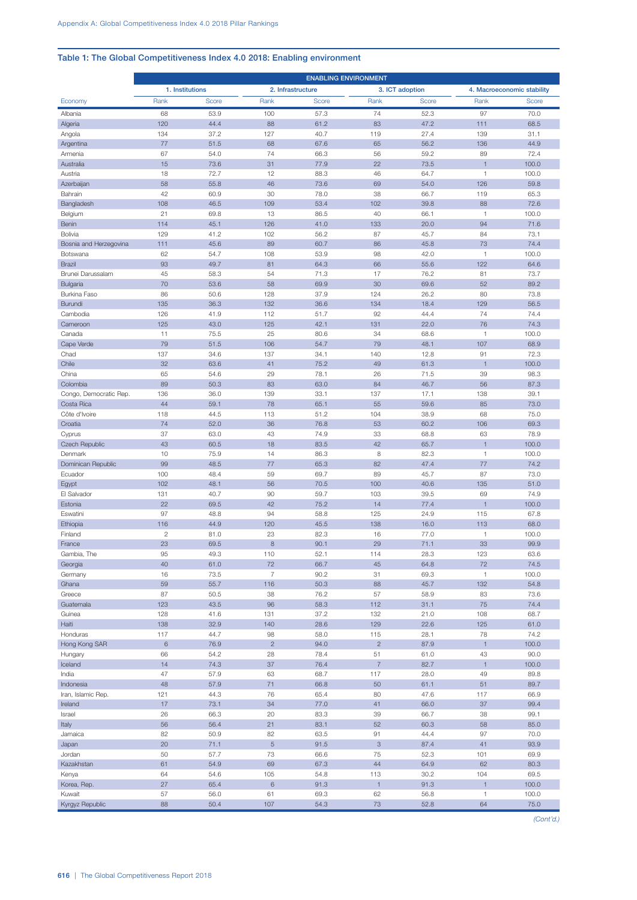## Table 1: The Global Competitiveness Index 4.0 2018: Enabling environment

| | ENABLING ENVIRONMENT | | | | | | | |
|---|---|---|---|---|---|---|---|---|
| | 1. Institutions | | 2. Infrastructure | | 3. ICT adoption | | 4. Macroeconomic stability | |
| Economy | Rank | Score | Rank | Score | Rank | Score | Rank | Score |
| Albania | 68 | 53.9 | 100 | 57.3 | 74 | 52.3 | 97 | 70.0 |
| Algeria | 120 | 44.4 | 88 | 61.2 | 83 | 47.2 | 111 | 68.5 |
| Angola | 134 | 37.2 | 127 | 40.7 | 119 | 27.4 | 139 | 31.1 |
| Argentina | 77 | 51.5 | 68 | 67.6 | 65 | 56.2 | 136 | 44.9 |
| Armenia | 67 | 54.0 | 74 | 66.3 | 56 | 59.2 | 89 | 72.4 |
| Australia | 15 | 73.6 | 31 | 77.9 | 22 | 73.5 | 1 | 100.0 |
| Austria | 18 | 72.7 | 12 | 88.3 | 46 | 64.7 | 1 | 100.0 |
| Azerbaijan | 58 | 55.8 | 46 | 73.6 | 69 | 54.0 | 126 | 59.8 |
| Bahrain | 42 | 60.9 | 30 | 78.0 | 38 | 66.7 | 119 | 65.3 |
| Bangladesh | 108 | 46.5 | 109 | 53.4 | 102 | 39.8 | 88 | 72.6 |
| Belgium | 21 | 69.8 | 13 | 86.5 | 40 | 66.1 | 1 | 100.0 |
| Benin | 114 | 45.1 | 126 | 41.0 | 133 | 20.0 | 94 | 71.6 |
| Bolivia | 129 | 41.2 | 102 | 56.2 | 87 | 45.7 | 84 | 73.1 |
| Bosnia and Herzegovina | 111 | 45.6 | 89 | 60.7 | 86 | 45.8 | 73 | 74.4 |
| Botswana | 62 | 54.7 | 108 | 53.9 | 98 | 42.0 | 1 | 100.0 |
| Brazil | 93 | 49.7 | 81 | 64.3 | 66 | 55.6 | 122 | 64.6 |
| Brunei Darussalam | 45 | 58.3 | 54 | 71.3 | 17 | 76.2 | 81 | 73.7 |
| Bulgaria | 70 | 53.6 | 58 | 69.9 | 30 | 69.6 | 52 | 89.2 |
| Burkina Faso | 86 | 50.6 | 128 | 37.9 | 124 | 26.2 | 80 | 73.8 |
| Burundi | 135 | 36.3 | 132 | 36.6 | 134 | 18.4 | 129 | 56.5 |
| Cambodia | 126 | 41.9 | 112 | 51.7 | 92 | 44.4 | 74 | 74.4 |
| Cameroon | 125 | 43.0 | 125 | 42.1 | 131 | 22.0 | 76 | 74.3 |
| Canada | 11 | 75.5 | 25 | 80.6 | 34 | 68.6 | 1 | 100.0 |
| Cape Verde | 79 | 51.5 | 106 | 54.7 | 79 | 48.1 | 107 | 68.9 |
| Chad | 137 | 34.6 | 137 | 34.1 | 140 | 12.8 | 91 | 72.3 |
| Chile | 32 | 63.6 | 41 | 75.2 | 49 | 61.3 | 1 | 100.0 |
| China | 65 | 54.6 | 29 | 78.1 | 26 | 71.5 | 39 | 98.3 |
| Colombia | 89 | 50.3 | 83 | 63.0 | 84 | 46.7 | 56 | 87.3 |
| Congo, Democratic Rep. | 136 | 36.0 | 139 | 33.1 | 137 | 17.1 | 138 | 39.1 |
| Costa Rica | 44 | 59.1 | 78 | 65.1 | 55 | 59.6 | 85 | 73.0 |
| Côte d'Ivoire | 118 | 44.5 | 113 | 51.2 | 104 | 38.9 | 68 | 75.0 |
| Croatia | 74 | 52.0 | 36 | 76.8 | 53 | 60.2 | 106 | 69.3 |
| Cyprus | 37 | 63.0 | 43 | 74.9 | 33 | 68.8 | 63 | 78.9 |
| Czech Republic | 43 | 60.5 | 18 | 83.5 | 42 | 65.7 | 1 | 100.0 |
| Denmark | 10 | 75.9 | 14 | 86.3 | 8 | 82.3 | 1 | 100.0 |
| Dominican Republic | 99 | 48.5 | 77 | 65.3 | 82 | 47.4 | 77 | 74.2 |
| Ecuador | 100 | 48.4 | 59 | 69.7 | 89 | 45.7 | 87 | 73.0 |
| Egypt | 102 | 48.1 | 56 | 70.5 | 100 | 40.6 | 135 | 51.0 |
| El Salvador | 131 | 40.7 | 90 | 59.7 | 103 | 39.5 | 69 | 74.9 |
| Estonia | 22 | 69.5 | 42 | 75.2 | 14 | 77.4 | 1 | 100.0 |
| Eswatini | 97 | 48.8 | 94 | 58.8 | 125 | 24.9 | 115 | 67.8 |
| Ethiopia | 116 | 44.9 | 120 | 45.5 | 138 | 16.0 | 113 | 68.0 |
| Finland | 2 | 81.0 | 23 | 82.3 | 16 | 77.0 | 1 | 100.0 |
| France | 23 | 69.5 | 8 | 90.1 | 29 | 71.1 | 33 | 99.9 |
| Gambia, The | 95 | 49.3 | 110 | 52.1 | 114 | 28.3 | 123 | 63.6 |
| Georgia | 40 | 61.0 | 72 | 66.7 | 45 | 64.8 | 72 | 74.5 |
| Germany | 16 | 73.5 | 7 | 90.2 | 31 | 69.3 | 1 | 100.0 |
| Ghana | 59 | 55.7 | 116 | 50.3 | 88 | 45.7 | 132 | 54.8 |
| Greece | 87 | 50.5 | 38 | 76.2 | 57 | 58.9 | 83 | 73.6 |
| Guatemala | 123 | 43.5 | 96 | 58.3 | 112 | 31.1 | 75 | 74.4 |
| Guinea | 128 | 41.6 | 131 | 37.2 | 132 | 21.0 | 108 | 68.7 |
| Haiti | 138 | 32.9 | 140 | 28.6 | 129 | 22.6 | 125 | 61.0 |
| Honduras | 117 | 44.7 | 98 | 58.0 | 115 | 28.1 | 78 | 74.2 |
| Hong Kong SAR | 6 | 76.9 | 2 | 94.0 | 2 | 87.9 | 1 | 100.0 |
| Hungary | 66 | 54.2 | 28 | 78.4 | 51 | 61.0 | 43 | 90.0 |
| Iceland | 14 | 74.3 | 37 | 76.4 | 7 | 82.7 | 1 | 100.0 |
| India | 47 | 57.9 | 63 | 68.7 | 117 | 28.0 | 49 | 89.8 |
| Indonesia | 48 | 57.9 | 71 | 66.8 | 50 | 61.1 | 51 | 89.7 |
| Iran, Islamic Rep. | 121 | 44.3 | 76 | 65.4 | 80 | 47.6 | 117 | 66.9 |
| Ireland | 17 | 73.1 | 34 | 77.0 | 41 | 66.0 | 37 | 99.4 |
| Israel | 26 | 66.3 | 20 | 83.3 | 39 | 66.7 | 38 | 99.1 |
| Italy | 56 | 56.4 | 21 | 83.1 | 52 | 60.3 | 58 | 85.0 |
| Jamaica | 82 | 50.9 | 82 | 63.5 | 91 | 44.4 | 97 | 70.0 |
| Japan | 20 | 71.1 | 5 | 91.5 | 3 | 87.4 | 41 | 93.9 |
| Jordan | 50 | 57.7 | 73 | 66.6 | 75 | 52.3 | 101 | 69.9 |
| Kazakhstan | 61 | 54.9 | 69 | 67.3 | 44 | 64.9 | 62 | 80.3 |
| Kenya | 64 | 54.6 | 105 | 54.8 | 113 | 30.2 | 104 | 69.5 |
| Korea, Rep. | 27 | 65.4 | 6 | 91.3 | 1 | 91.3 | 1 | 100.0 |
| Kuwait | 57 | 56.0 | 61 | 69.3 | 62 | 56.8 | 1 | 100.0 |
| Kyrgyz Republic | 88 | 50.4 | 107 | 54.3 | 73 | 52.8 | 64 | 75.0 |

*(Cont'd.)*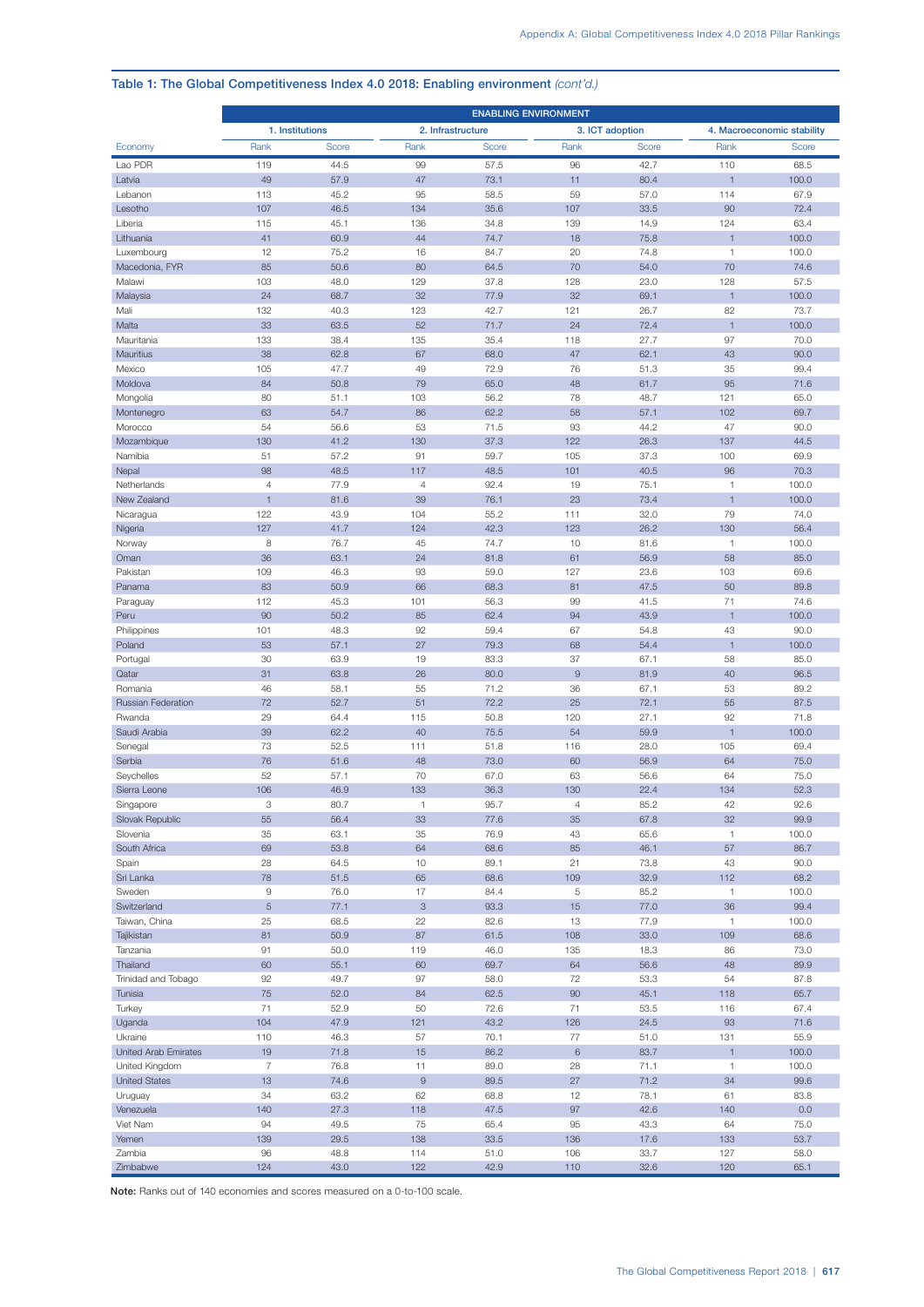## Table 1: The Global Competitiveness Index 4.0 2018: Enabling environment *(cont'd.)*

| | ENABLING ENVIRONMENT | | | | | | | |
|---|---|---|---|---|---|---|---|---|
| | 1. Institutions | | 2. Infrastructure | | 3. ICT adoption | | 4. Macroeconomic stability | |
| Economy | Rank | Score | Rank | Score | Rank | Score | Rank | Score |
| Lao PDR | 119 | 44.5 | 99 | 57.5 | 96 | 42.7 | 110 | 68.5 |
| Latvia | 49 | 57.9 | 47 | 73.1 | 11 | 80.4 | 1 | 100.0 |
| Lebanon | 113 | 45.2 | 95 | 58.5 | 59 | 57.0 | 114 | 67.9 |
| Lesotho | 107 | 46.5 | 134 | 35.6 | 107 | 33.5 | 90 | 72.4 |
| Liberia | 115 | 45.1 | 136 | 34.8 | 139 | 14.9 | 124 | 63.4 |
| Lithuania | 41 | 60.9 | 44 | 74.7 | 18 | 75.8 | 1 | 100.0 |
| Luxembourg | 12 | 75.2 | 16 | 84.7 | 20 | 74.8 | 1 | 100.0 |
| Macedonia, FYR | 85 | 50.6 | 80 | 64.5 | 70 | 54.0 | 70 | 74.6 |
| Malawi | 103 | 48.0 | 129 | 37.8 | 128 | 23.0 | 128 | 57.5 |
| Malaysia | 24 | 68.7 | 32 | 77.9 | 32 | 69.1 | 1 | 100.0 |
| Mali | 132 | 40.3 | 123 | 42.7 | 121 | 26.7 | 82 | 73.7 |
| Malta | 33 | 63.5 | 52 | 71.7 | 24 | 72.4 | 1 | 100.0 |
| Mauritania | 133 | 38.4 | 135 | 35.4 | 118 | 27.7 | 97 | 70.0 |
| Mauritius | 38 | 62.8 | 67 | 68.0 | 47 | 62.1 | 43 | 90.0 |
| Mexico | 105 | 47.7 | 49 | 72.9 | 76 | 51.3 | 35 | 99.4 |
| Moldova | 84 | 50.8 | 79 | 65.0 | 48 | 61.7 | 95 | 71.6 |
| Mongolia | 80 | 51.1 | 103 | 56.2 | 78 | 48.7 | 121 | 65.0 |
| Montenegro | 63 | 54.7 | 86 | 62.2 | 58 | 57.1 | 102 | 69.7 |
| Morocco | 54 | 56.6 | 53 | 71.5 | 93 | 44.2 | 47 | 90.0 |
| Mozambique | 130 | 41.2 | 130 | 37.3 | 122 | 26.3 | 137 | 44.5 |
| Namibia | 51 | 57.2 | 91 | 59.7 | 105 | 37.3 | 100 | 69.9 |
| Nepal | 98 | 48.5 | 117 | 48.5 | 101 | 40.5 | 96 | 70.3 |
| Netherlands | 4 | 77.9 | 4 | 92.4 | 19 | 75.1 | 1 | 100.0 |
| New Zealand | 1 | 81.6 | 39 | 76.1 | 23 | 73.4 | 1 | 100.0 |
| Nicaragua | 122 | 43.9 | 104 | 55.2 | 111 | 32.0 | 79 | 74.0 |
| Nigeria | 127 | 41.7 | 124 | 42.3 | 123 | 26.2 | 130 | 56.4 |
| Norway | 8 | 76.7 | 45 | 74.7 | 10 | 81.6 | 1 | 100.0 |
| Oman | 36 | 63.1 | 24 | 81.8 | 61 | 56.9 | 58 | 85.0 |
| Pakistan | 109 | 46.3 | 93 | 59.0 | 127 | 23.6 | 103 | 69.6 |
| Panama | 83 | 50.9 | 66 | 68.3 | 81 | 47.5 | 50 | 89.8 |
| Paraguay | 112 | 45.3 | 101 | 56.3 | 99 | 41.5 | 71 | 74.6 |
| Peru | 90 | 50.2 | 85 | 62.4 | 94 | 43.9 | 1 | 100.0 |
| Philippines | 101 | 48.3 | 92 | 59.4 | 67 | 54.8 | 43 | 90.0 |
| Poland | 53 | 57.1 | 27 | 79.3 | 68 | 54.4 | 1 | 100.0 |
| Portugal | 30 | 63.9 | 19 | 83.3 | 37 | 67.1 | 58 | 85.0 |
| Qatar | 31 | 63.8 | 26 | 80.0 | 9 | 81.9 | 40 | 96.5 |
| Romania | 46 | 58.1 | 55 | 71.2 | 36 | 67.1 | 53 | 89.2 |
| Russian Federation | 72 | 52.7 | 51 | 72.2 | 25 | 72.1 | 55 | 87.5 |
| Rwanda | 29 | 64.4 | 115 | 50.8 | 120 | 27.1 | 92 | 71.8 |
| Saudi Arabia | 39 | 62.2 | 40 | 75.5 | 54 | 59.9 | 1 | 100.0 |
| Senegal | 73 | 52.5 | 111 | 51.8 | 116 | 28.0 | 105 | 69.4 |
| Serbia | 76 | 51.6 | 48 | 73.0 | 60 | 56.9 | 64 | 75.0 |
| Seychelles | 52 | 57.1 | 70 | 67.0 | 63 | 56.6 | 64 | 75.0 |
| Sierra Leone | 106 | 46.9 | 133 | 36.3 | 130 | 22.4 | 134 | 52.3 |
| Singapore | 3 | 80.7 | 1 | 95.7 | 4 | 85.2 | 42 | 92.6 |
| Slovak Republic | 55 | 56.4 | 33 | 77.6 | 35 | 67.8 | 32 | 99.9 |
| Slovenia | 35 | 63.1 | 35 | 76.9 | 43 | 65.6 | 1 | 100.0 |
| South Africa | 69 | 53.8 | 64 | 68.6 | 85 | 46.1 | 57 | 86.7 |
| Spain | 28 | 64.5 | 10 | 89.1 | 21 | 73.8 | 43 | 90.0 |
| Sri Lanka | 78 | 51.5 | 65 | 68.6 | 109 | 32.9 | 112 | 68.2 |
| Sweden | 9 | 76.0 | 17 | 84.4 | 5 | 85.2 | 1 | 100.0 |
| Switzerland | 5 | 77.1 | 3 | 93.3 | 15 | 77.0 | 36 | 99.4 |
| Taiwan, China | 25 | 68.5 | 22 | 82.6 | 13 | 77.9 | 1 | 100.0 |
| Tajikistan | 81 | 50.9 | 87 | 61.5 | 108 | 33.0 | 109 | 68.6 |
| Tanzania | 91 | 50.0 | 119 | 46.0 | 135 | 18.3 | 86 | 73.0 |
| Thailand | 60 | 55.1 | 60 | 69.7 | 64 | 56.6 | 48 | 89.9 |
| Trinidad and Tobago | 92 | 49.7 | 97 | 58.0 | 72 | 53.3 | 54 | 87.8 |
| Tunisia | 75 | 52.0 | 84 | 62.5 | 90 | 45.1 | 118 | 65.7 |
| Turkey | 71 | 52.9 | 50 | 72.6 | 71 | 53.5 | 116 | 67.4 |
| Uganda | 104 | 47.9 | 121 | 43.2 | 126 | 24.5 | 93 | 71.6 |
| Ukraine | 110 | 46.3 | 57 | 70.1 | 77 | 51.0 | 131 | 55.9 |
| United Arab Emirates | 19 | 71.8 | 15 | 86.2 | 6 | 83.7 | 1 | 100.0 |
| United Kingdom | 7 | 76.8 | 11 | 89.0 | 28 | 71.1 | 1 | 100.0 |
| United States | 13 | 74.6 | 9 | 89.5 | 27 | 71.2 | 34 | 99.6 |
| Uruguay | 34 | 63.2 | 62 | 68.8 | 12 | 78.1 | 61 | 83.8 |
| Venezuela | 140 | 27.3 | 118 | 47.5 | 97 | 42.6 | 140 | 0.0 |
| Viet Nam | 94 | 49.5 | 75 | 65.4 | 95 | 43.3 | 64 | 75.0 |
| Yemen | 139 | 29.5 | 138 | 33.5 | 136 | 17.6 | 133 | 53.7 |
| Zambia | 96 | 48.8 | 114 | 51.0 | 106 | 33.7 | 127 | 58.0 |
| Zimbabwe | 124 | 43.0 | 122 | 42.9 | 110 | 32.6 | 120 | 65.1 |

**Note:** Ranks out of 140 economies and scores measured on a 0-to-100 scale.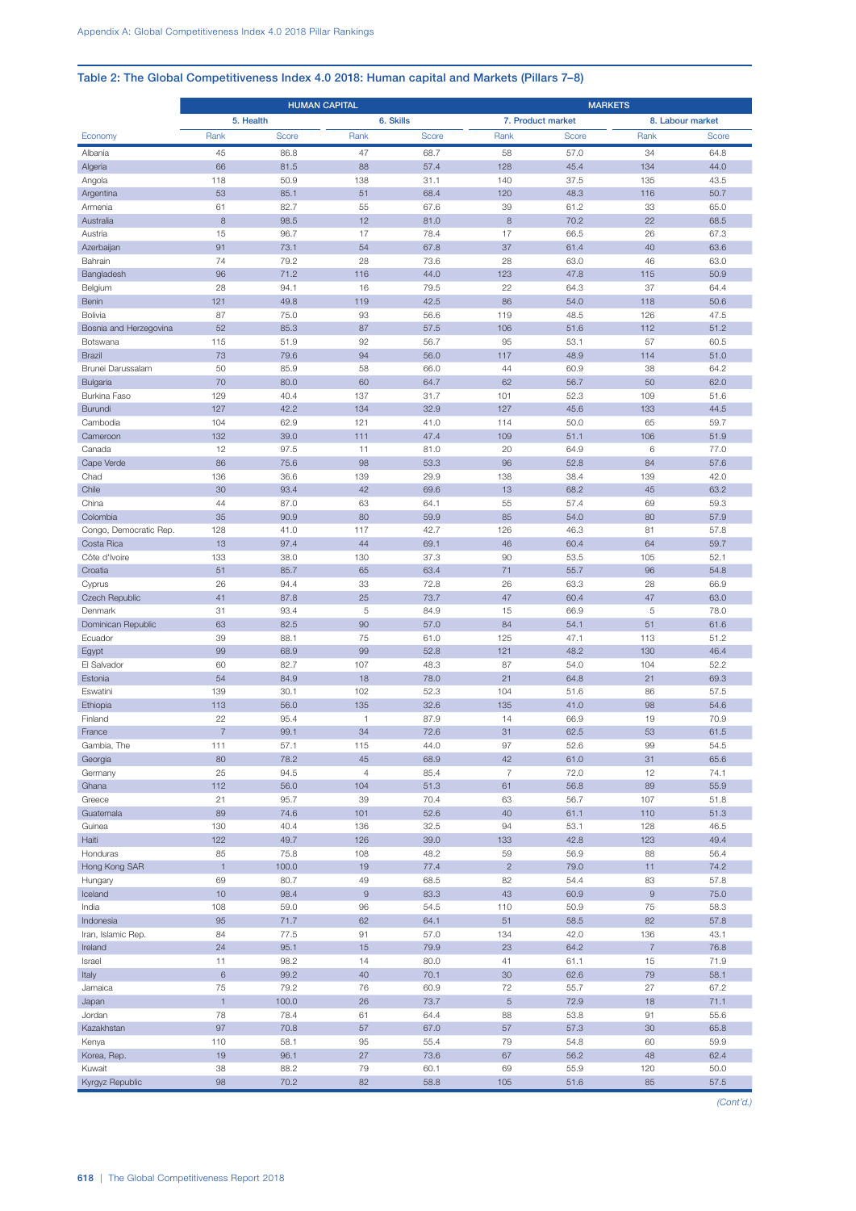Appendix A: Global Competitiveness Index 4.0 2018 Pillar Rankings

## Table 2: The Global Competitiveness Index 4.0 2018: Human capital and Markets (Pillars 7–8)

| | HUMAN CAPITAL | | | | MARKETS | | | |
|---|---|---|---|---|---|---|---|---|
| | 5. Health | | 6. Skills | | 7. Product market | | 8. Labour market | |
| Economy | Rank | Score | Rank | Score | Rank | Score | Rank | Score |
| Albania | 45 | 86.8 | 47 | 68.7 | 58 | 57.0 | 34 | 64.8 |
| Algeria | 66 | 81.5 | 88 | 57.4 | 128 | 45.4 | 134 | 44.0 |
| Angola | 118 | 50.9 | 138 | 31.1 | 140 | 37.5 | 135 | 43.5 |
| Argentina | 53 | 85.1 | 51 | 68.4 | 120 | 48.3 | 116 | 50.7 |
| Armenia | 61 | 82.7 | 55 | 67.6 | 39 | 61.2 | 33 | 65.0 |
| Australia | 8 | 98.5 | 12 | 81.0 | 8 | 70.2 | 22 | 68.5 |
| Austria | 15 | 96.7 | 17 | 78.4 | 17 | 66.5 | 26 | 67.3 |
| Azerbaijan | 91 | 73.1 | 54 | 67.8 | 37 | 61.4 | 40 | 63.6 |
| Bahrain | 74 | 79.2 | 28 | 73.6 | 28 | 63.0 | 46 | 63.0 |
| Bangladesh | 96 | 71.2 | 116 | 44.0 | 123 | 47.8 | 115 | 50.9 |
| Belgium | 28 | 94.1 | 16 | 79.5 | 22 | 64.3 | 37 | 64.4 |
| Benin | 121 | 49.8 | 119 | 42.5 | 86 | 54.0 | 118 | 50.6 |
| Bolivia | 87 | 75.0 | 93 | 56.6 | 119 | 48.5 | 126 | 47.5 |
| Bosnia and Herzegovina | 52 | 85.3 | 87 | 57.5 | 106 | 51.6 | 112 | 51.2 |
| Botswana | 115 | 51.9 | 92 | 56.7 | 95 | 53.1 | 57 | 60.5 |
| Brazil | 73 | 79.6 | 94 | 56.0 | 117 | 48.9 | 114 | 51.0 |
| Brunei Darussalam | 50 | 85.9 | 58 | 66.0 | 44 | 60.9 | 38 | 64.2 |
| Bulgaria | 70 | 80.0 | 60 | 64.7 | 62 | 56.7 | 50 | 62.0 |
| Burkina Faso | 129 | 40.4 | 137 | 31.7 | 101 | 52.3 | 109 | 51.6 |
| Burundi | 127 | 42.2 | 134 | 32.9 | 127 | 45.6 | 133 | 44.5 |
| Cambodia | 104 | 62.9 | 121 | 41.0 | 114 | 50.0 | 65 | 59.7 |
| Cameroon | 132 | 39.0 | 111 | 47.4 | 109 | 51.1 | 106 | 51.9 |
| Canada | 12 | 97.5 | 11 | 81.0 | 20 | 64.9 | 6 | 77.0 |
| Cape Verde | 86 | 75.6 | 98 | 53.3 | 96 | 52.8 | 84 | 57.6 |
| Chad | 136 | 36.6 | 139 | 29.9 | 138 | 38.4 | 139 | 42.0 |
| Chile | 30 | 93.4 | 42 | 69.6 | 13 | 68.2 | 45 | 63.2 |
| China | 44 | 87.0 | 63 | 64.1 | 55 | 57.4 | 69 | 59.3 |
| Colombia | 35 | 90.9 | 80 | 59.9 | 85 | 54.0 | 80 | 57.9 |
| Congo, Democratic Rep. | 128 | 41.0 | 117 | 42.7 | 126 | 46.3 | 81 | 57.8 |
| Costa Rica | 13 | 97.4 | 44 | 69.1 | 46 | 60.4 | 64 | 59.7 |
| Côte d'Ivoire | 133 | 38.0 | 130 | 37.3 | 90 | 53.5 | 105 | 52.1 |
| Croatia | 51 | 85.7 | 65 | 63.4 | 71 | 55.7 | 96 | 54.8 |
| Cyprus | 26 | 94.4 | 33 | 72.8 | 26 | 63.3 | 28 | 66.9 |
| Czech Republic | 41 | 87.8 | 25 | 73.7 | 47 | 60.4 | 47 | 63.0 |
| Denmark | 31 | 93.4 | 5 | 84.9 | 15 | 66.9 | 5 | 78.0 |
| Dominican Republic | 63 | 82.5 | 90 | 57.0 | 84 | 54.1 | 51 | 61.6 |
| Ecuador | 39 | 88.1 | 75 | 61.0 | 125 | 47.1 | 113 | 51.2 |
| Egypt | 99 | 68.9 | 99 | 52.8 | 121 | 48.2 | 130 | 46.4 |
| El Salvador | 60 | 82.7 | 107 | 48.3 | 87 | 54.0 | 104 | 52.2 |
| Estonia | 54 | 84.9 | 18 | 78.0 | 21 | 64.8 | 21 | 69.3 |
| Eswatini | 139 | 30.1 | 102 | 52.3 | 104 | 51.6 | 86 | 57.5 |
| Ethiopia | 113 | 56.0 | 135 | 32.6 | 135 | 41.0 | 98 | 54.6 |
| Finland | 22 | 95.4 | 1 | 87.9 | 14 | 66.9 | 19 | 70.9 |
| France | 7 | 99.1 | 34 | 72.6 | 31 | 62.5 | 53 | 61.5 |
| Gambia, The | 111 | 57.1 | 115 | 44.0 | 97 | 52.6 | 99 | 54.5 |
| Georgia | 80 | 78.2 | 45 | 68.9 | 42 | 61.0 | 31 | 65.6 |
| Germany | 25 | 94.5 | 4 | 85.4 | 7 | 72.0 | 12 | 74.1 |
| Ghana | 112 | 56.0 | 104 | 51.3 | 61 | 56.8 | 89 | 55.9 |
| Greece | 21 | 95.7 | 39 | 70.4 | 63 | 56.7 | 107 | 51.8 |
| Guatemala | 89 | 74.6 | 101 | 52.6 | 40 | 61.1 | 110 | 51.3 |
| Guinea | 130 | 40.4 | 136 | 32.5 | 94 | 53.1 | 128 | 46.5 |
| Haiti | 122 | 49.7 | 126 | 39.0 | 133 | 42.8 | 123 | 49.4 |
| Honduras | 85 | 75.8 | 108 | 48.2 | 59 | 56.9 | 88 | 56.4 |
| Hong Kong SAR | 1 | 100.0 | 19 | 77.4 | 2 | 79.0 | 11 | 74.2 |
| Hungary | 69 | 80.7 | 49 | 68.5 | 82 | 54.4 | 83 | 57.8 |
| Iceland | 10 | 98.4 | 9 | 83.3 | 43 | 60.9 | 9 | 75.0 |
| India | 108 | 59.0 | 96 | 54.5 | 110 | 50.9 | 75 | 58.3 |
| Indonesia | 95 | 71.7 | 62 | 64.1 | 51 | 58.5 | 82 | 57.8 |
| Iran, Islamic Rep. | 84 | 77.5 | 91 | 57.0 | 134 | 42.0 | 136 | 43.1 |
| Ireland | 24 | 95.1 | 15 | 79.9 | 23 | 64.2 | 7 | 76.8 |
| Israel | 11 | 98.2 | 14 | 80.0 | 41 | 61.1 | 15 | 71.9 |
| Italy | 6 | 99.2 | 40 | 70.1 | 30 | 62.6 | 79 | 58.1 |
| Jamaica | 75 | 79.2 | 76 | 60.9 | 72 | 55.7 | 27 | 67.2 |
| Japan | 1 | 100.0 | 26 | 73.7 | 5 | 72.9 | 18 | 71.1 |
| Jordan | 78 | 78.4 | 61 | 64.4 | 88 | 53.8 | 91 | 55.6 |
| Kazakhstan | 97 | 70.8 | 57 | 67.0 | 57 | 57.3 | 30 | 65.8 |
| Kenya | 110 | 58.1 | 95 | 55.4 | 79 | 54.8 | 60 | 59.9 |
| Korea, Rep. | 19 | 96.1 | 27 | 73.6 | 67 | 56.2 | 48 | 62.4 |
| Kuwait | 38 | 88.2 | 79 | 60.1 | 69 | 55.9 | 120 | 50.0 |
| Kyrgyz Republic | 98 | 70.2 | 82 | 58.8 | 105 | 51.6 | 85 | 57.5 |

*(Cont'd.)*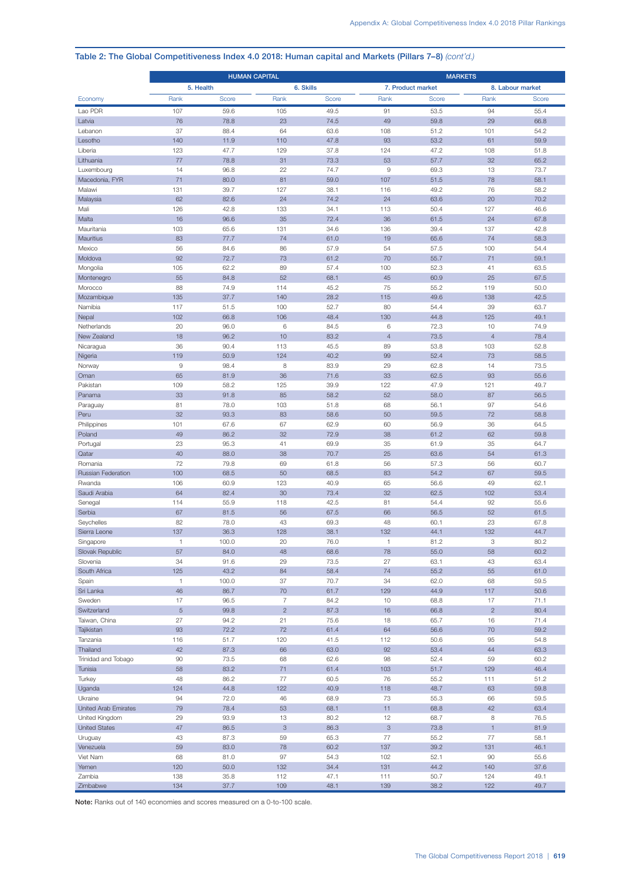## Table 2: The Global Competitiveness Index 4.0 2018: Human capital and Markets (Pillars 7–8) *(cont'd.)*

| | HUMAN CAPITAL | | | | MARKETS | | | |
|---|---|---|---|---|---|---|---|---|
| | 5. Health | | 6. Skills | | 7. Product market | | 8. Labour market | |
| Economy | Rank | Score | Rank | Score | Rank | Score | Rank | Score |
| Lao PDR | 107 | 59.6 | 105 | 49.5 | 91 | 53.5 | 94 | 55.4 |
| Latvia | 76 | 78.8 | 23 | 74.5 | 49 | 59.8 | 29 | 66.8 |
| Lebanon | 37 | 88.4 | 64 | 63.6 | 108 | 51.2 | 101 | 54.2 |
| Lesotho | 140 | 11.9 | 110 | 47.8 | 93 | 53.2 | 61 | 59.9 |
| Liberia | 123 | 47.7 | 129 | 37.8 | 124 | 47.2 | 108 | 51.8 |
| Lithuania | 77 | 78.8 | 31 | 73.3 | 53 | 57.7 | 32 | 65.2 |
| Luxembourg | 14 | 96.8 | 22 | 74.7 | 9 | 69.3 | 13 | 73.7 |
| Macedonia, FYR | 71 | 80.0 | 81 | 59.0 | 107 | 51.5 | 78 | 58.1 |
| Malawi | 131 | 39.7 | 127 | 38.1 | 116 | 49.2 | 76 | 58.2 |
| Malaysia | 62 | 82.6 | 24 | 74.2 | 24 | 63.6 | 20 | 70.2 |
| Mali | 126 | 42.8 | 133 | 34.1 | 113 | 50.4 | 127 | 46.6 |
| Malta | 16 | 96.6 | 35 | 72.4 | 36 | 61.5 | 24 | 67.8 |
| Mauritania | 103 | 65.6 | 131 | 34.6 | 136 | 39.4 | 137 | 42.8 |
| Mauritius | 83 | 77.7 | 74 | 61.0 | 19 | 65.6 | 74 | 58.3 |
| Mexico | 56 | 84.6 | 86 | 57.9 | 54 | 57.5 | 100 | 54.4 |
| Moldova | 92 | 72.7 | 73 | 61.2 | 70 | 55.7 | 71 | 59.1 |
| Mongolia | 105 | 62.2 | 89 | 57.4 | 100 | 52.3 | 41 | 63.5 |
| Montenegro | 55 | 84.8 | 52 | 68.1 | 45 | 60.9 | 25 | 67.5 |
| Morocco | 88 | 74.9 | 114 | 45.2 | 75 | 55.2 | 119 | 50.0 |
| Mozambique | 135 | 37.7 | 140 | 28.2 | 115 | 49.6 | 138 | 42.5 |
| Namibia | 117 | 51.5 | 100 | 52.7 | 80 | 54.4 | 39 | 63.7 |
| Nepal | 102 | 66.8 | 106 | 48.4 | 130 | 44.8 | 125 | 49.1 |
| Netherlands | 20 | 96.0 | 6 | 84.5 | 6 | 72.3 | 10 | 74.9 |
| New Zealand | 18 | 96.2 | 10 | 83.2 | 4 | 73.5 | 4 | 78.4 |
| Nicaragua | 36 | 90.4 | 113 | 45.5 | 89 | 53.8 | 103 | 52.8 |
| Nigeria | 119 | 50.9 | 124 | 40.2 | 99 | 52.4 | 73 | 58.5 |
| Norway | 9 | 98.4 | 8 | 83.9 | 29 | 62.8 | 14 | 73.5 |
| Oman | 65 | 81.9 | 36 | 71.6 | 33 | 62.5 | 93 | 55.6 |
| Pakistan | 109 | 58.2 | 125 | 39.9 | 122 | 47.9 | 121 | 49.7 |
| Panama | 33 | 91.8 | 85 | 58.2 | 52 | 58.0 | 87 | 56.5 |
| Paraguay | 81 | 78.0 | 103 | 51.8 | 68 | 56.1 | 97 | 54.6 |
| Peru | 32 | 93.3 | 83 | 58.6 | 50 | 59.5 | 72 | 58.8 |
| Philippines | 101 | 67.6 | 67 | 62.9 | 60 | 56.9 | 36 | 64.5 |
| Poland | 49 | 86.2 | 32 | 72.9 | 38 | 61.2 | 62 | 59.8 |
| Portugal | 23 | 95.3 | 41 | 69.9 | 35 | 61.9 | 35 | 64.7 |
| Qatar | 40 | 88.0 | 38 | 70.7 | 25 | 63.6 | 54 | 61.3 |
| Romania | 72 | 79.8 | 69 | 61.8 | 56 | 57.3 | 56 | 60.7 |
| Russian Federation | 100 | 68.5 | 50 | 68.5 | 83 | 54.2 | 67 | 59.5 |
| Rwanda | 106 | 60.9 | 123 | 40.9 | 65 | 56.6 | 49 | 62.1 |
| Saudi Arabia | 64 | 82.4 | 30 | 73.4 | 32 | 62.5 | 102 | 53.4 |
| Senegal | 114 | 55.9 | 118 | 42.5 | 81 | 54.4 | 92 | 55.6 |
| Serbia | 67 | 81.5 | 56 | 67.5 | 66 | 56.5 | 52 | 61.5 |
| Seychelles | 82 | 78.0 | 43 | 69.3 | 48 | 60.1 | 23 | 67.8 |
| Sierra Leone | 137 | 36.3 | 128 | 38.1 | 132 | 44.1 | 132 | 44.7 |
| Singapore | 1 | 100.0 | 20 | 76.0 | 1 | 81.2 | 3 | 80.2 |
| Slovak Republic | 57 | 84.0 | 48 | 68.6 | 78 | 55.0 | 58 | 60.2 |
| Slovenia | 34 | 91.6 | 29 | 73.5 | 27 | 63.1 | 43 | 63.4 |
| South Africa | 125 | 43.2 | 84 | 58.4 | 74 | 55.2 | 55 | 61.0 |
| Spain | 1 | 100.0 | 37 | 70.7 | 34 | 62.0 | 68 | 59.5 |
| Sri Lanka | 46 | 86.7 | 70 | 61.7 | 129 | 44.9 | 117 | 50.6 |
| Sweden | 17 | 96.5 | 7 | 84.2 | 10 | 68.8 | 17 | 71.1 |
| Switzerland | 5 | 99.8 | 2 | 87.3 | 16 | 66.8 | 2 | 80.4 |
| Taiwan, China | 27 | 94.2 | 21 | 75.6 | 18 | 65.7 | 16 | 71.4 |
| Tajikistan | 93 | 72.2 | 72 | 61.4 | 64 | 56.6 | 70 | 59.2 |
| Tanzania | 116 | 51.7 | 120 | 41.5 | 112 | 50.6 | 95 | 54.8 |
| Thailand | 42 | 87.3 | 66 | 63.0 | 92 | 53.4 | 44 | 63.3 |
| Trinidad and Tobago | 90 | 73.5 | 68 | 62.6 | 98 | 52.4 | 59 | 60.2 |
| Tunisia | 58 | 83.2 | 71 | 61.4 | 103 | 51.7 | 129 | 46.4 |
| Turkey | 48 | 86.2 | 77 | 60.5 | 76 | 55.2 | 111 | 51.2 |
| Uganda | 124 | 44.8 | 122 | 40.9 | 118 | 48.7 | 63 | 59.8 |
| Ukraine | 94 | 72.0 | 46 | 68.9 | 73 | 55.3 | 66 | 59.5 |
| United Arab Emirates | 79 | 78.4 | 53 | 68.1 | 11 | 68.8 | 42 | 63.4 |
| United Kingdom | 29 | 93.9 | 13 | 80.2 | 12 | 68.7 | 8 | 76.5 |
| United States | 47 | 86.5 | 3 | 86.3 | 3 | 73.8 | 1 | 81.9 |
| Uruguay | 43 | 87.3 | 59 | 65.3 | 77 | 55.2 | 77 | 58.1 |
| Venezuela | 59 | 83.0 | 78 | 60.2 | 137 | 39.2 | 131 | 46.1 |
| Viet Nam | 68 | 81.0 | 97 | 54.3 | 102 | 52.1 | 90 | 55.6 |
| Yemen | 120 | 50.0 | 132 | 34.4 | 131 | 44.2 | 140 | 37.6 |
| Zambia | 138 | 35.8 | 112 | 47.1 | 111 | 50.7 | 124 | 49.1 |
| Zimbabwe | 134 | 37.7 | 109 | 48.1 | 139 | 38.2 | 122 | 49.7 |

**Note:** Ranks out of 140 economies and scores measured on a 0-to-100 scale.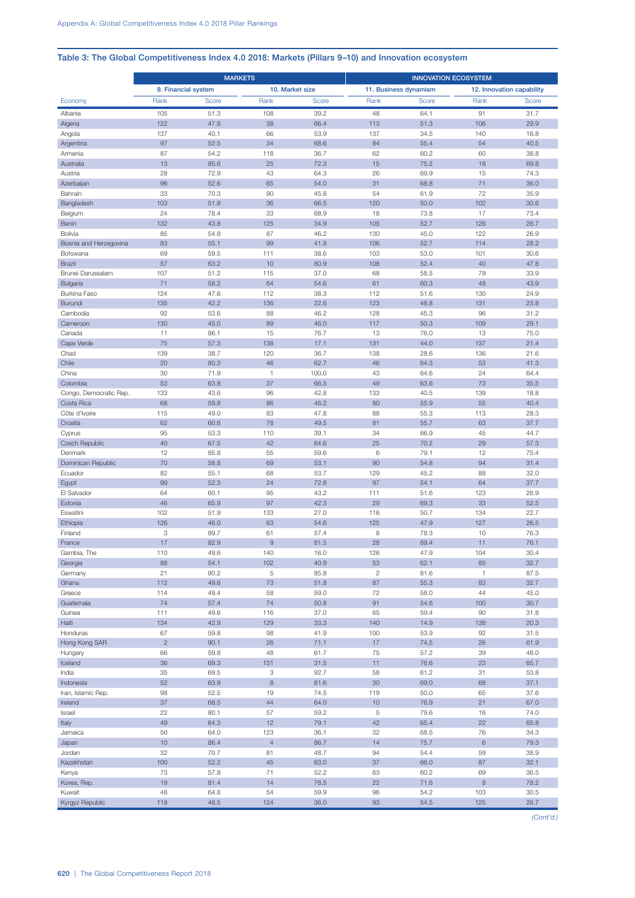## Table 3: The Global Competitiveness Index 4.0 2018: Markets (Pillars 9–10) and Innovation ecosystem

| | MARKETS | | | | INNOVATION ECOSYSTEM | | | |
|---|---|---|---|---|---|---|---|---|
| | 9. Financial system | | 10. Market size | | 11. Business dynamism | | 12. Innovation capability | |
| Economy | Rank | Score | Rank | Score | Rank | Score | Rank | Score |
| Albania | 105 | 51.3 | 108 | 39.2 | 48 | 64.1 | 91 | 31.7 |
| Algeria | 122 | 47.8 | 38 | 66.4 | 113 | 51.3 | 106 | 29.9 |
| Angola | 137 | 40.1 | 66 | 53.9 | 137 | 34.5 | 140 | 16.8 |
| Argentina | 97 | 52.5 | 34 | 68.6 | 84 | 55.4 | 54 | 40.5 |
| Armenia | 87 | 54.2 | 118 | 36.7 | 62 | 60.2 | 60 | 38.8 |
| Australia | 13 | 85.6 | 25 | 72.3 | 15 | 75.2 | 18 | 69.8 |
| Austria | 28 | 72.9 | 43 | 64.3 | 26 | 69.9 | 15 | 74.3 |
| Azerbaijan | 96 | 52.6 | 65 | 54.0 | 31 | 68.8 | 71 | 36.0 |
| Bahrain | 33 | 70.3 | 90 | 45.8 | 54 | 61.9 | 72 | 35.9 |
| Bangladesh | 103 | 51.8 | 36 | 66.5 | 120 | 50.0 | 102 | 30.6 |
| Belgium | 24 | 78.4 | 33 | 68.9 | 18 | 73.8 | 17 | 73.4 |
| Benin | 132 | 43.8 | 125 | 34.9 | 105 | 52.7 | 126 | 26.7 |
| Bolivia | 85 | 54.8 | 87 | 46.2 | 130 | 45.0 | 122 | 26.9 |
| Bosnia and Herzegovina | 83 | 55.1 | 99 | 41.8 | 106 | 52.7 | 114 | 28.2 |
| Botswana | 69 | 59.5 | 111 | 38.6 | 103 | 53.0 | 101 | 30.6 |
| Brazil | 57 | 63.2 | 10 | 80.9 | 108 | 52.4 | 40 | 47.8 |
| Brunei Darussalam | 107 | 51.2 | 115 | 37.0 | 68 | 58.5 | 79 | 33.9 |
| Bulgaria | 71 | 58.2 | 64 | 54.6 | 61 | 60.3 | 48 | 43.9 |
| Burkina Faso | 124 | 47.6 | 112 | 38.3 | 112 | 51.6 | 130 | 24.9 |
| Burundi | 135 | 42.2 | 136 | 22.6 | 123 | 48.8 | 131 | 23.8 |
| Cambodia | 92 | 53.6 | 88 | 46.2 | 128 | 45.3 | 96 | 31.2 |
| Cameroon | 130 | 45.0 | 89 | 46.0 | 117 | 50.3 | 109 | 29.1 |
| Canada | 11 | 86.1 | 15 | 76.7 | 13 | 76.0 | 13 | 75.0 |
| Cape Verde | 75 | 57.3 | 138 | 17.1 | 131 | 44.0 | 137 | 21.4 |
| Chad | 139 | 38.7 | 120 | 36.7 | 138 | 28.6 | 136 | 21.6 |
| Chile | 20 | 80.3 | 46 | 62.7 | 46 | 64.3 | 53 | 41.3 |
| China | 30 | 71.9 | 1 | 100.0 | 43 | 64.6 | 24 | 64.4 |
| Colombia | 53 | 63.8 | 37 | 66.5 | 49 | 63.6 | 73 | 35.5 |
| Congo, Democratic Rep. | 133 | 43.6 | 96 | 42.8 | 133 | 40.5 | 139 | 18.8 |
| Costa Rica | 68 | 59.8 | 86 | 46.2 | 80 | 55.9 | 55 | 40.4 |
| Côte d'Ivoire | 115 | 49.0 | 83 | 47.8 | 88 | 55.3 | 113 | 28.3 |
| Croatia | 62 | 60.6 | 78 | 49.5 | 81 | 55.7 | 63 | 37.7 |
| Cyprus | 95 | 53.3 | 110 | 39.1 | 34 | 66.9 | 45 | 44.7 |
| Czech Republic | 40 | 67.5 | 42 | 64.6 | 25 | 70.2 | 29 | 57.3 |
| Denmark | 12 | 85.8 | 55 | 59.6 | 6 | 79.1 | 12 | 75.4 |
| Dominican Republic | 70 | 58.8 | 69 | 53.1 | 90 | 54.8 | 94 | 31.4 |
| Ecuador | 82 | 55.1 | 68 | 53.7 | 129 | 45.2 | 88 | 32.0 |
| Egypt | 99 | 52.3 | 24 | 72.8 | 97 | 54.1 | 64 | 37.7 |
| El Salvador | 64 | 60.1 | 95 | 43.2 | 111 | 51.6 | 123 | 26.9 |
| Estonia | 46 | 65.9 | 97 | 42.3 | 29 | 69.3 | 33 | 52.5 |
| Eswatini | 102 | 51.9 | 133 | 27.0 | 116 | 50.7 | 134 | 22.7 |
| Ethiopia | 126 | 46.0 | 63 | 54.6 | 125 | 47.9 | 127 | 26.5 |
| Finland | 3 | 89.7 | 61 | 57.4 | 8 | 78.3 | 10 | 76.3 |
| France | 17 | 82.9 | 9 | 81.5 | 28 | 69.4 | 11 | 76.1 |
| Gambia, The | 110 | 49.6 | 140 | 16.0 | 126 | 47.9 | 104 | 30.4 |
| Georgia | 88 | 54.1 | 102 | 40.9 | 53 | 62.1 | 85 | 32.7 |
| Germany | 21 | 80.2 | 5 | 85.8 | 2 | 81.6 | 1 | 87.5 |
| Ghana | 112 | 49.6 | 73 | 51.8 | 87 | 55.3 | 83 | 32.7 |
| Greece | 114 | 49.4 | 58 | 59.0 | 72 | 58.0 | 44 | 45.0 |
| Guatemala | 74 | 57.4 | 74 | 50.8 | 91 | 54.6 | 100 | 30.7 |
| Guinea | 111 | 49.6 | 116 | 37.0 | 65 | 59.4 | 90 | 31.8 |
| Haiti | 134 | 42.9 | 129 | 33.3 | 140 | 14.9 | 138 | 20.3 |
| Honduras | 67 | 59.8 | 98 | 41.9 | 100 | 53.9 | 92 | 31.5 |
| Hong Kong SAR | 2 | 90.1 | 26 | 71.1 | 17 | 74.5 | 26 | 61.9 |
| Hungary | 66 | 59.8 | 48 | 61.7 | 75 | 57.2 | 39 | 48.0 |
| Iceland | 36 | 69.3 | 131 | 31.5 | 11 | 76.6 | 23 | 65.7 |
| India | 35 | 69.5 | 3 | 92.7 | 58 | 61.2 | 31 | 53.8 |
| Indonesia | 52 | 63.9 | 8 | 81.6 | 30 | 69.0 | 68 | 37.1 |
| Iran, Islamic Rep. | 98 | 52.5 | 19 | 74.5 | 119 | 50.0 | 65 | 37.6 |
| Ireland | 37 | 68.5 | 44 | 64.0 | 10 | 76.9 | 21 | 67.0 |
| Israel | 22 | 80.1 | 57 | 59.2 | 5 | 79.6 | 16 | 74.0 |
| Italy | 49 | 64.3 | 12 | 79.1 | 42 | 65.4 | 22 | 65.8 |
| Jamaica | 50 | 64.0 | 123 | 36.1 | 32 | 68.5 | 76 | 34.3 |
| Japan | 10 | 86.4 | 4 | 86.7 | 14 | 75.7 | 6 | 79.3 |
| Jordan | 32 | 70.7 | 81 | 48.7 | 94 | 54.4 | 59 | 38.9 |
| Kazakhstan | 100 | 52.2 | 45 | 63.0 | 37 | 66.0 | 87 | 32.1 |
| Kenya | 73 | 57.8 | 71 | 52.2 | 63 | 60.2 | 69 | 36.5 |
| Korea, Rep. | 19 | 81.4 | 14 | 78.5 | 22 | 71.6 | 8 | 78.2 |
| Kuwait | 48 | 64.8 | 54 | 59.9 | 96 | 54.2 | 103 | 30.5 |
| Kyrgyz Republic | 118 | 48.5 | 124 | 36.0 | 93 | 54.5 | 125 | 26.7 |

*(Cont'd.)*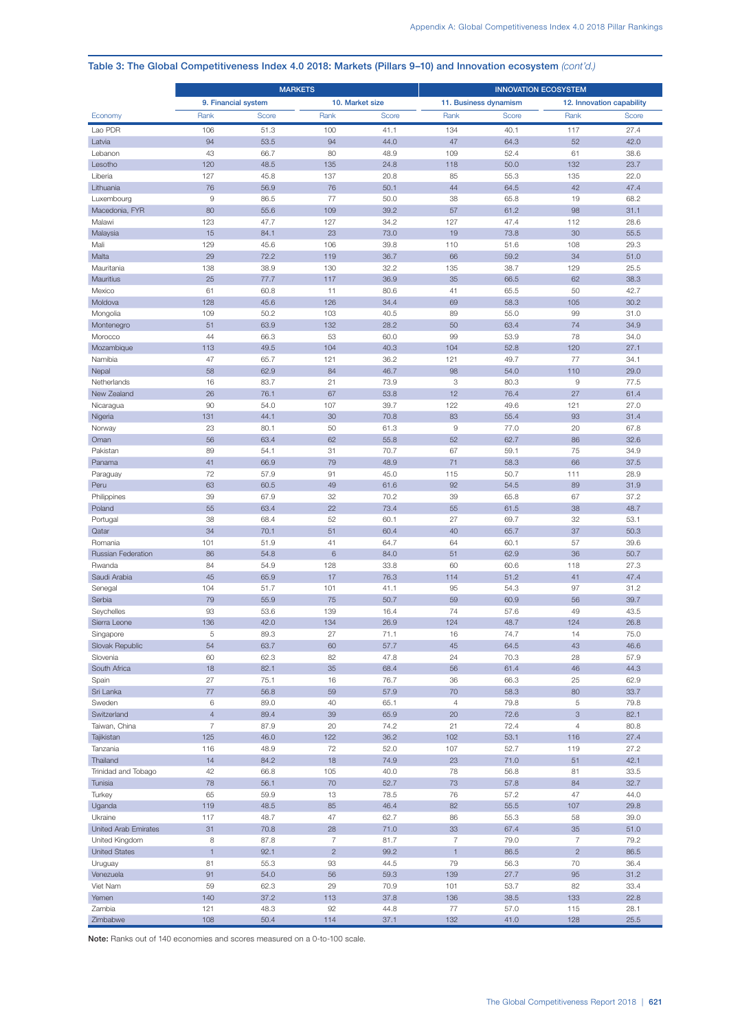## Table 3: The Global Competitiveness Index 4.0 2018: Markets (Pillars 9–10) and Innovation ecosystem *(cont'd.)*

| | MARKETS | | | | INNOVATION ECOSYSTEM | | | |
|---|---|---|---|---|---|---|---|---|
| | 9. Financial system | | 10. Market size | | 11. Business dynamism | | 12. Innovation capability | |
| Economy | Rank | Score | Rank | Score | Rank | Score | Rank | Score |
| Lao PDR | 106 | 51.3 | 100 | 41.1 | 134 | 40.1 | 117 | 27.4 |
| Latvia | 94 | 53.5 | 94 | 44.0 | 47 | 64.3 | 52 | 42.0 |
| Lebanon | 43 | 66.7 | 80 | 48.9 | 109 | 52.4 | 61 | 38.6 |
| Lesotho | 120 | 48.5 | 135 | 24.8 | 118 | 50.0 | 132 | 23.7 |
| Liberia | 127 | 45.8 | 137 | 20.8 | 85 | 55.3 | 135 | 22.0 |
| Lithuania | 76 | 56.9 | 76 | 50.1 | 44 | 64.5 | 42 | 47.4 |
| Luxembourg | 9 | 86.5 | 77 | 50.0 | 38 | 65.8 | 19 | 68.2 |
| Macedonia, FYR | 80 | 55.6 | 109 | 39.2 | 57 | 61.2 | 98 | 31.1 |
| Malawi | 123 | 47.7 | 127 | 34.2 | 127 | 47.4 | 112 | 28.6 |
| Malaysia | 15 | 84.1 | 23 | 73.0 | 19 | 73.8 | 30 | 55.5 |
| Mali | 129 | 45.6 | 106 | 39.8 | 110 | 51.6 | 108 | 29.3 |
| Malta | 29 | 72.2 | 119 | 36.7 | 66 | 59.2 | 34 | 51.0 |
| Mauritania | 138 | 38.9 | 130 | 32.2 | 135 | 38.7 | 129 | 25.5 |
| Mauritius | 25 | 77.7 | 117 | 36.9 | 35 | 66.5 | 62 | 38.3 |
| Mexico | 61 | 60.8 | 11 | 80.6 | 41 | 65.5 | 50 | 42.7 |
| Moldova | 128 | 45.6 | 126 | 34.4 | 69 | 58.3 | 105 | 30.2 |
| Mongolia | 109 | 50.2 | 103 | 40.5 | 89 | 55.0 | 99 | 31.0 |
| Montenegro | 51 | 63.9 | 132 | 28.2 | 50 | 63.4 | 74 | 34.9 |
| Morocco | 44 | 66.3 | 53 | 60.0 | 99 | 53.9 | 78 | 34.0 |
| Mozambique | 113 | 49.5 | 104 | 40.3 | 104 | 52.8 | 120 | 27.1 |
| Namibia | 47 | 65.7 | 121 | 36.2 | 121 | 49.7 | 77 | 34.1 |
| Nepal | 58 | 62.9 | 84 | 46.7 | 98 | 54.0 | 110 | 29.0 |
| Netherlands | 16 | 83.7 | 21 | 73.9 | 3 | 80.3 | 9 | 77.5 |
| New Zealand | 26 | 76.1 | 67 | 53.8 | 12 | 76.4 | 27 | 61.4 |
| Nicaragua | 90 | 54.0 | 107 | 39.7 | 122 | 49.6 | 121 | 27.0 |
| Nigeria | 131 | 44.1 | 30 | 70.8 | 83 | 55.4 | 93 | 31.4 |
| Norway | 23 | 80.1 | 50 | 61.3 | 9 | 77.0 | 20 | 67.8 |
| Oman | 56 | 63.4 | 62 | 55.8 | 52 | 62.7 | 86 | 32.6 |
| Pakistan | 89 | 54.1 | 31 | 70.7 | 67 | 59.1 | 75 | 34.9 |
| Panama | 41 | 66.9 | 79 | 48.9 | 71 | 58.3 | 66 | 37.5 |
| Paraguay | 72 | 57.9 | 91 | 45.0 | 115 | 50.7 | 111 | 28.9 |
| Peru | 63 | 60.5 | 49 | 61.6 | 92 | 54.5 | 89 | 31.9 |
| Philippines | 39 | 67.9 | 32 | 70.2 | 39 | 65.8 | 67 | 37.2 |
| Poland | 55 | 63.4 | 22 | 73.4 | 55 | 61.5 | 38 | 48.7 |
| Portugal | 38 | 68.4 | 52 | 60.1 | 27 | 69.7 | 32 | 53.1 |
| Qatar | 34 | 70.1 | 51 | 60.4 | 40 | 65.7 | 37 | 50.3 |
| Romania | 101 | 51.9 | 41 | 64.7 | 64 | 60.1 | 57 | 39.6 |
| Russian Federation | 86 | 54.8 | 6 | 84.0 | 51 | 62.9 | 36 | 50.7 |
| Rwanda | 84 | 54.9 | 128 | 33.8 | 60 | 60.6 | 118 | 27.3 |
| Saudi Arabia | 45 | 65.9 | 17 | 76.3 | 114 | 51.2 | 41 | 47.4 |
| Senegal | 104 | 51.7 | 101 | 41.1 | 95 | 54.3 | 97 | 31.2 |
| Serbia | 79 | 55.9 | 75 | 50.7 | 59 | 60.9 | 56 | 39.7 |
| Seychelles | 93 | 53.6 | 139 | 16.4 | 74 | 57.6 | 49 | 43.5 |
| Sierra Leone | 136 | 42.0 | 134 | 26.9 | 124 | 48.7 | 124 | 26.8 |
| Singapore | 5 | 89.3 | 27 | 71.1 | 16 | 74.7 | 14 | 75.0 |
| Slovak Republic | 54 | 63.7 | 60 | 57.7 | 45 | 64.5 | 43 | 46.6 |
| Slovenia | 60 | 62.3 | 82 | 47.8 | 24 | 70.3 | 28 | 57.9 |
| South Africa | 18 | 82.1 | 35 | 68.4 | 56 | 61.4 | 46 | 44.3 |
| Spain | 27 | 75.1 | 16 | 76.7 | 36 | 66.3 | 25 | 62.9 |
| Sri Lanka | 77 | 56.8 | 59 | 57.9 | 70 | 58.3 | 80 | 33.7 |
| Sweden | 6 | 89.0 | 40 | 65.1 | 4 | 79.8 | 5 | 79.8 |
| Switzerland | 4 | 89.4 | 39 | 65.9 | 20 | 72.6 | 3 | 82.1 |
| Taiwan, China | 7 | 87.9 | 20 | 74.2 | 21 | 72.4 | 4 | 80.8 |
| Tajikistan | 125 | 46.0 | 122 | 36.2 | 102 | 53.1 | 116 | 27.4 |
| Tanzania | 116 | 48.9 | 72 | 52.0 | 107 | 52.7 | 119 | 27.2 |
| Thailand | 14 | 84.2 | 18 | 74.9 | 23 | 71.0 | 51 | 42.1 |
| Trinidad and Tobago | 42 | 66.8 | 105 | 40.0 | 78 | 56.8 | 81 | 33.5 |
| Tunisia | 78 | 56.1 | 70 | 52.7 | 73 | 57.8 | 84 | 32.7 |
| Turkey | 65 | 59.9 | 13 | 78.5 | 76 | 57.2 | 47 | 44.0 |
| Uganda | 119 | 48.5 | 85 | 46.4 | 82 | 55.5 | 107 | 29.8 |
| Ukraine | 117 | 48.7 | 47 | 62.7 | 86 | 55.3 | 58 | 39.0 |
| United Arab Emirates | 31 | 70.8 | 28 | 71.0 | 33 | 67.4 | 35 | 51.0 |
| United Kingdom | 8 | 87.8 | 7 | 81.7 | 7 | 79.0 | 7 | 79.2 |
| United States | 1 | 92.1 | 2 | 99.2 | 1 | 86.5 | 2 | 86.5 |
| Uruguay | 81 | 55.3 | 93 | 44.5 | 79 | 56.3 | 70 | 36.4 |
| Venezuela | 91 | 54.0 | 56 | 59.3 | 139 | 27.7 | 95 | 31.2 |
| Viet Nam | 59 | 62.3 | 29 | 70.9 | 101 | 53.7 | 82 | 33.4 |
| Yemen | 140 | 37.2 | 113 | 37.8 | 136 | 38.5 | 133 | 22.8 |
| Zambia | 121 | 48.3 | 92 | 44.8 | 77 | 57.0 | 115 | 28.1 |
| Zimbabwe | 108 | 50.4 | 114 | 37.1 | 132 | 41.0 | 128 | 25.5 |

**Note:** Ranks out of 140 economies and scores measured on a 0-to-100 scale.